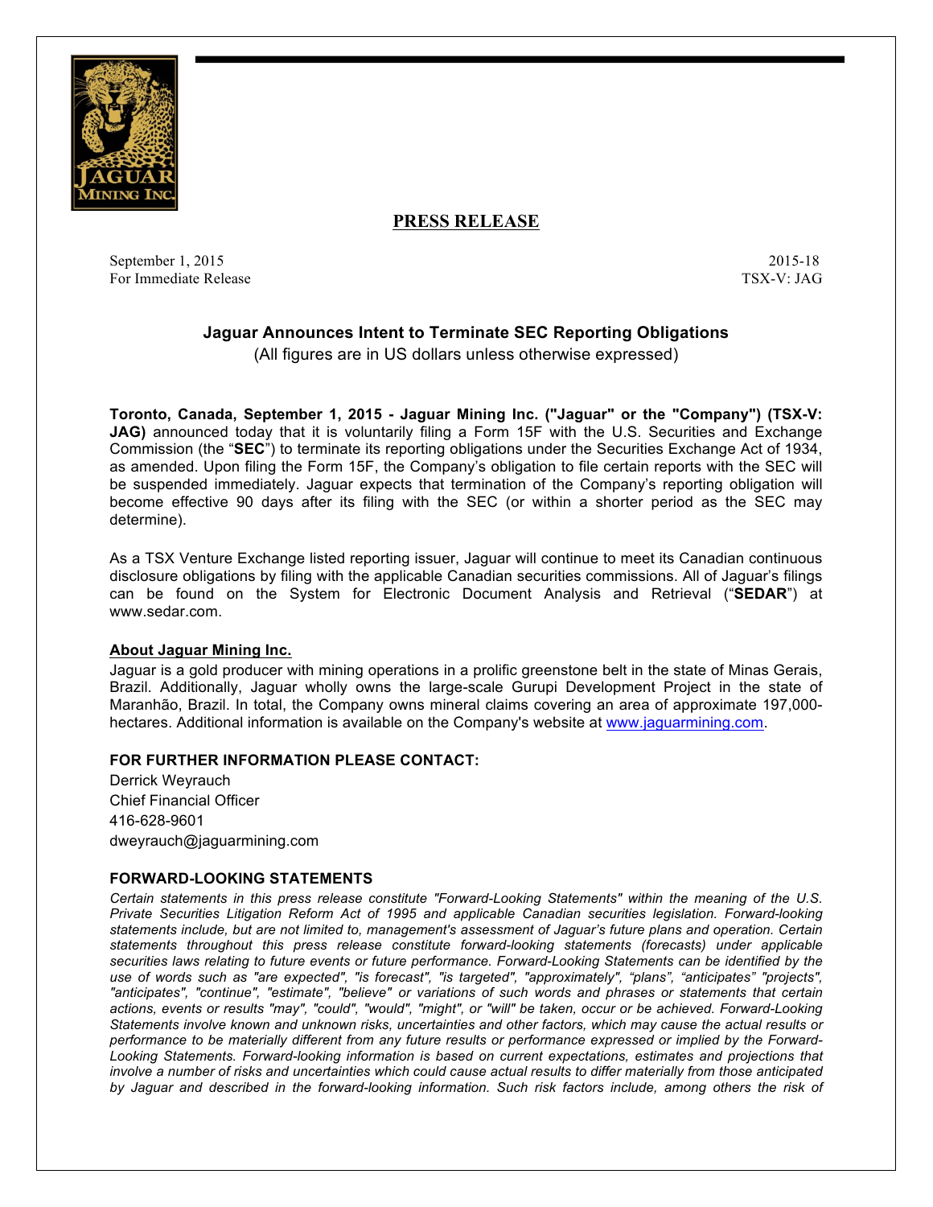## PRESS RELEASE

September 1, 2015 2015-18
For Immediate Release TSX-V: JAG

### Jaguar Announces Intent to Terminate SEC Reporting Obligations

(All figures are in US dollars unless otherwise expressed)

**Toronto, Canada, September 1, 2015 - Jaguar Mining Inc. ("Jaguar" or the "Company") (TSX-V: JAG)** announced today that it is voluntarily filing a Form 15F with the U.S. Securities and Exchange Commission (the "**SEC**") to terminate its reporting obligations under the Securities Exchange Act of 1934, as amended. Upon filing the Form 15F, the Company's obligation to file certain reports with the SEC will be suspended immediately. Jaguar expects that termination of the Company's reporting obligation will become effective 90 days after its filing with the SEC (or within a shorter period as the SEC may determine).

As a TSX Venture Exchange listed reporting issuer, Jaguar will continue to meet its Canadian continuous disclosure obligations by filing with the applicable Canadian securities commissions. All of Jaguar's filings can be found on the System for Electronic Document Analysis and Retrieval ("**SEDAR**") at www.sedar.com.

**About Jaguar Mining Inc.**

Jaguar is a gold producer with mining operations in a prolific greenstone belt in the state of Minas Gerais, Brazil. Additionally, Jaguar wholly owns the large-scale Gurupi Development Project in the state of Maranhão, Brazil. In total, the Company owns mineral claims covering an area of approximate 197,000-hectares. Additional information is available on the Company's website at www.jaguarmining.com.

**FOR FURTHER INFORMATION PLEASE CONTACT:**

Derrick Weyrauch
Chief Financial Officer
416-628-9601
dweyrauch@jaguarmining.com

**FORWARD-LOOKING STATEMENTS**

*Certain statements in this press release constitute "Forward-Looking Statements" within the meaning of the U.S. Private Securities Litigation Reform Act of 1995 and applicable Canadian securities legislation. Forward-looking statements include, but are not limited to, management's assessment of Jaguar's future plans and operation. Certain statements throughout this press release constitute forward-looking statements (forecasts) under applicable securities laws relating to future events or future performance. Forward-Looking Statements can be identified by the use of words such as "are expected", "is forecast", "is targeted", "approximately", "plans", "anticipates" "projects", "anticipates", "continue", "estimate", "believe" or variations of such words and phrases or statements that certain actions, events or results "may", "could", "would", "might", or "will" be taken, occur or be achieved. Forward-Looking Statements involve known and unknown risks, uncertainties and other factors, which may cause the actual results or performance to be materially different from any future results or performance expressed or implied by the Forward-Looking Statements. Forward-looking information is based on current expectations, estimates and projections that involve a number of risks and uncertainties which could cause actual results to differ materially from those anticipated by Jaguar and described in the forward-looking information. Such risk factors include, among others the risk of*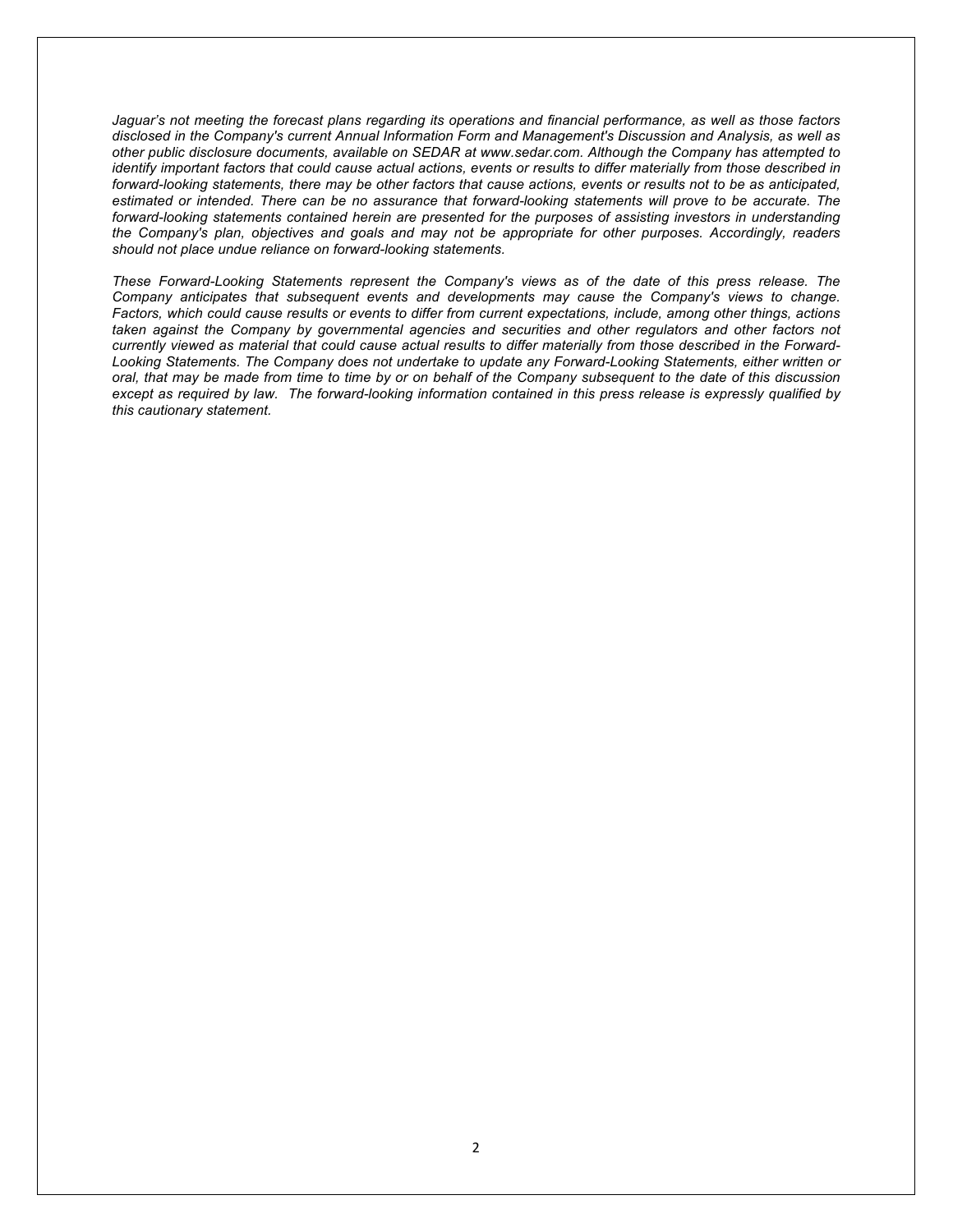*Jaguar's not meeting the forecast plans regarding its operations and financial performance, as well as those factors disclosed in the Company's current Annual Information Form and Management's Discussion and Analysis, as well as other public disclosure documents, available on SEDAR at www.sedar.com. Although the Company has attempted to identify important factors that could cause actual actions, events or results to differ materially from those described in forward-looking statements, there may be other factors that cause actions, events or results not to be as anticipated, estimated or intended. There can be no assurance that forward-looking statements will prove to be accurate. The forward-looking statements contained herein are presented for the purposes of assisting investors in understanding the Company's plan, objectives and goals and may not be appropriate for other purposes. Accordingly, readers should not place undue reliance on forward-looking statements.*

*These Forward-Looking Statements represent the Company's views as of the date of this press release. The Company anticipates that subsequent events and developments may cause the Company's views to change. Factors, which could cause results or events to differ from current expectations, include, among other things, actions taken against the Company by governmental agencies and securities and other regulators and other factors not currently viewed as material that could cause actual results to differ materially from those described in the Forward-Looking Statements. The Company does not undertake to update any Forward-Looking Statements, either written or oral, that may be made from time to time by or on behalf of the Company subsequent to the date of this discussion except as required by law. The forward-looking information contained in this press release is expressly qualified by this cautionary statement.*